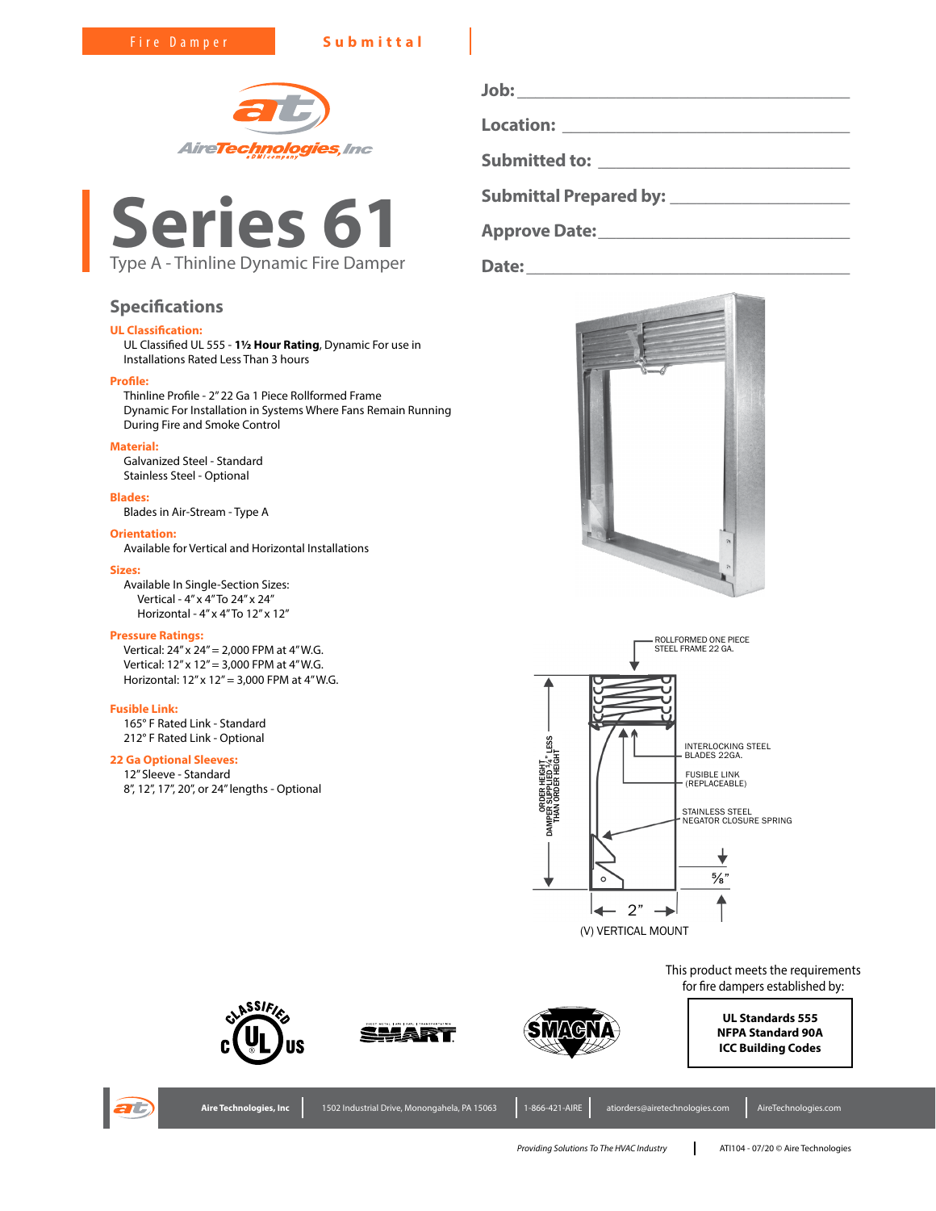Fire Damper **Submittal**

AireTechnologies, Inc

# Series 61

Type A - Thinline Dynamic Fire Damper

Job: ______________________

Location: ______________________

Submitted to: ______________________

Submittal Prepared by: ______________________

Approve Date: ______________________

Date: ______________________

## Specifications

**UL Classification:**
UL Classified UL 555 - **1½ Hour Rating**, Dynamic For use in Installations Rated Less Than 3 hours

**Profile:**
Thinline Profile - 2" 22 Ga 1 Piece Rollformed Frame
Dynamic For Installation in Systems Where Fans Remain Running During Fire and Smoke Control

**Material:**
Galvanized Steel - Standard
Stainless Steel - Optional

**Blades:**
Blades in Air-Stream - Type A

**Orientation:**
Available for Vertical and Horizontal Installations

**Sizes:**
Available In Single-Section Sizes:
- Vertical - 4" x 4" To 24" x 24"
- Horizontal - 4" x 4" To 12" x 12"

**Pressure Ratings:**
Vertical: 24" x 24" = 2,000 FPM at 4" W.G.
Vertical: 12" x 12" = 3,000 FPM at 4" W.G.
Horizontal: 12" x 12" = 3,000 FPM at 4" W.G.

**Fusible Link:**
165° F Rated Link - Standard
212° F Rated Link - Optional

**22 Ga Optional Sleeves:**
12" Sleeve - Standard
8", 12", 17", 20", or 24" lengths - Optional

ROLLFORMED ONE PIECE STEEL FRAME 22 GA.

INTERLOCKING STEEL BLADES 22GA.

FUSIBLE LINK (REPLACEABLE)

STAINLESS STEEL NEGATOR CLOSURE SPRING

ORDER HEIGHT DAMPER SUPPLIED ¼" LESS THAN ORDER HEIGHT

⅝"

2"

(V) VERTICAL MOUNT

This product meets the requirements for fire dampers established by:

**UL Standards 555**
**NFPA Standard 90A**
**ICC Building Codes**

Aire Technologies, Inc | 1502 Industrial Drive, Monongahela, PA 15063 | 1-866-421-AIRE | atiorders@airetechnologies.com | AireTechnologies.com

*Providing Solutions To The HVAC Industry* | ATI104 - 07/20 © Aire Technologies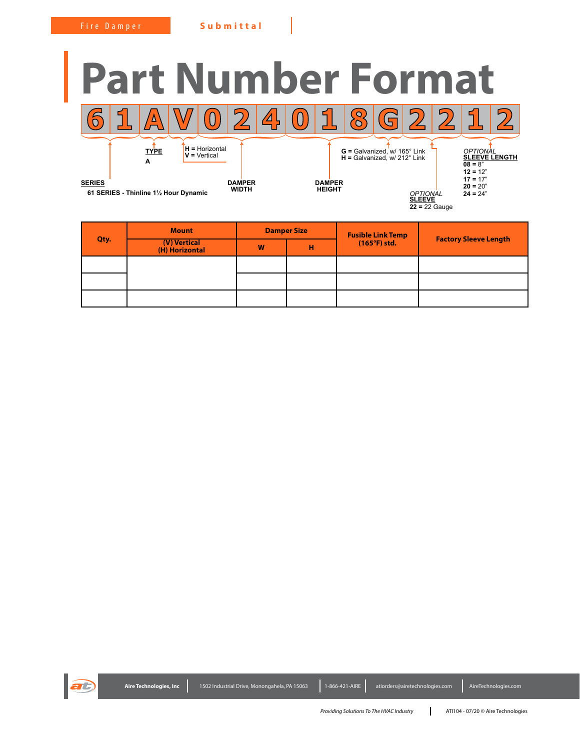# Part Number Format

**6 1 A V 0 2 4 0 1 8 G 2 2 1 2**

**SERIES**
61 SERIES - Thinline 1½ Hour Dynamic

**TYPE**
A

**H** = Horizontal
**V** = Vertical

**DAMPER WIDTH**

**DAMPER HEIGHT**

**G** = Galvanized, w/ 165° Link
**H** = Galvanized, w/ 212° Link

*OPTIONAL*
**SLEEVE**
**22** = 22 Gauge

*OPTIONAL*
**SLEEVE LENGTH**
**08** = 8"
**12** = 12"
**17** = 17"
**20** = 20"
**24** = 24"

| Qty. | Mount (V) Vertical (H) Horizontal | Damper Size W | Damper Size H | Fusible Link Temp (165°F) std. | Factory Sleeve Length |
|---|---|---|---|---|---|
| | | | | | |
| | | | | | |
| | | | | | |